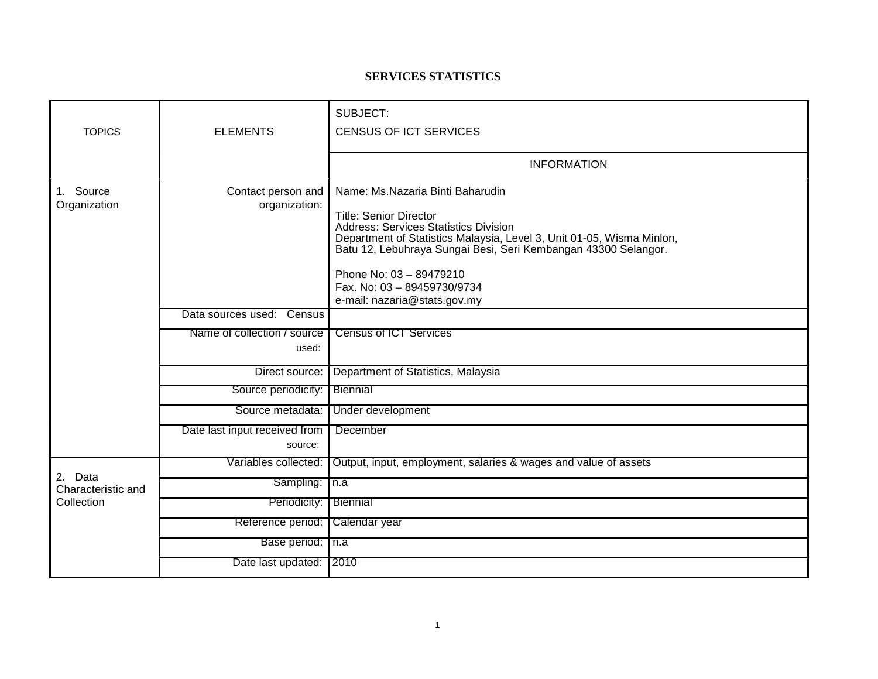# SERVICES STATISTICS

| TOPICS | ELEMENTS | SUBJECT: CENSUS OF ICT SERVICES |
|---|---|---|
| | | INFORMATION |
| 1. Source Organization | Contact person and organization: | Name: Ms.Nazaria Binti Baharudin<br><br>Title: Senior Director<br>Address: Services Statistics Division<br>Department of Statistics Malaysia, Level 3, Unit 01-05, Wisma Minlon, Batu 12, Lebuhraya Sungai Besi, Seri Kembangan 43300 Selangor.<br><br>Phone No: 03 – 89479210<br>Fax. No: 03 – 89459730/9734<br>e-mail: nazaria@stats.gov.my |
| | Data sources used: Census | |
| | Name of collection / source used: | Census of ICT Services |
| | Direct source: | Department of Statistics, Malaysia |
| | Source periodicity: | Biennial |
| | Source metadata: | Under development |
| | Date last input received from source: | December |
| 2. Data Characteristic and Collection | Variables collected: | Output, input, employment, salaries & wages and value of assets |
| | Sampling: | n.a |
| | Periodicity: | Biennial |
| | Reference period: | Calendar year |
| | Base period: | n.a |
| | Date last updated: | 2010 |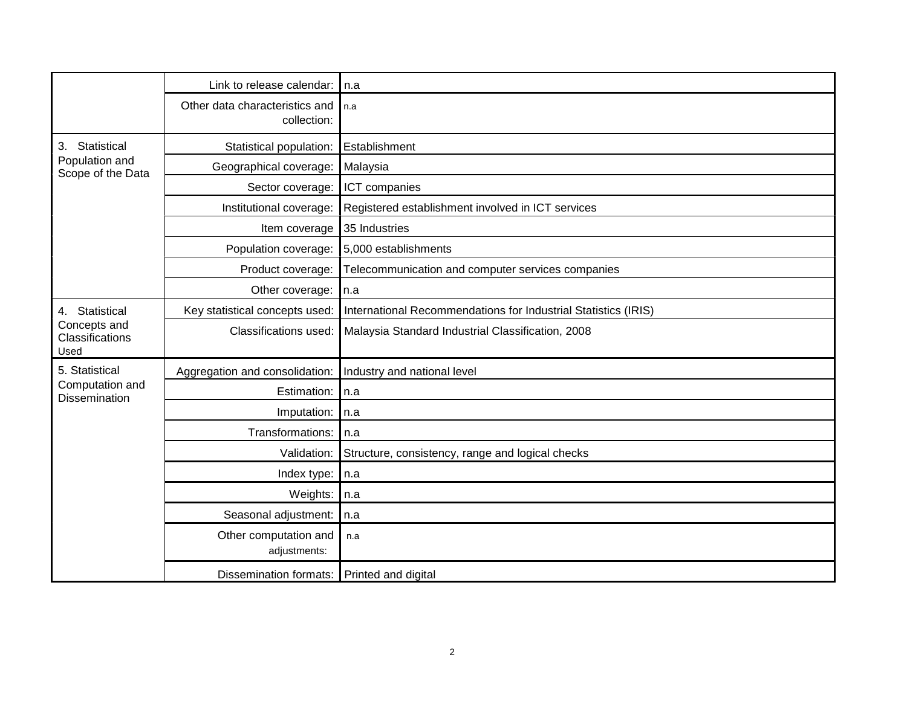| | | |
|---|---|---|
| | Link to release calendar: | n.a |
| | Other data characteristics and collection: | n.a |
| 3. Statistical Population and Scope of the Data | Statistical population: | Establishment |
| | Geographical coverage: | Malaysia |
| | Sector coverage: | ICT companies |
| | Institutional coverage: | Registered establishment involved in ICT services |
| | Item coverage | 35 Industries |
| | Population coverage: | 5,000 establishments |
| | Product coverage: | Telecommunication and computer services companies |
| | Other coverage: | n.a |
| 4. Statistical Concepts and Classifications Used | Key statistical concepts used: | International Recommendations for Industrial Statistics (IRIS) |
| | Classifications used: | Malaysia Standard Industrial Classification, 2008 |
| 5. Statistical Computation and Dissemination | Aggregation and consolidation: | Industry and national level |
| | Estimation: | n.a |
| | Imputation: | n.a |
| | Transformations: | n.a |
| | Validation: | Structure, consistency, range and logical checks |
| | Index type: | n.a |
| | Weights: | n.a |
| | Seasonal adjustment: | n.a |
| | Other computation and adjustments: | n.a |
| | Dissemination formats: | Printed and digital |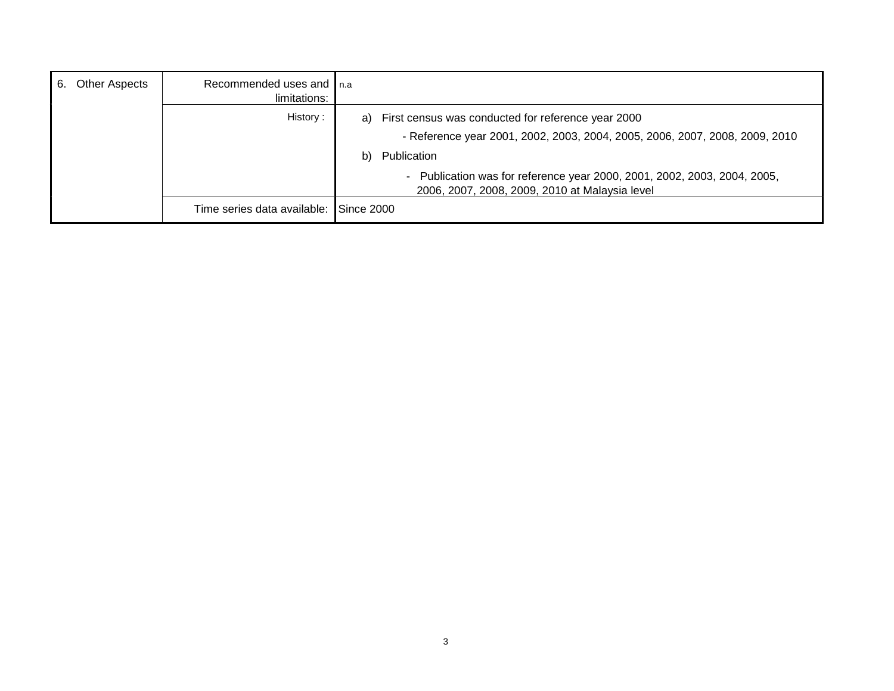| | | |
|---|---|---|
| 6. Other Aspects | Recommended uses and limitations: | n.a |
| | History : | a) First census was conducted for reference year 2000<br>- Reference year 2001, 2002, 2003, 2004, 2005, 2006, 2007, 2008, 2009, 2010<br>b) Publication<br>- Publication was for reference year 2000, 2001, 2002, 2003, 2004, 2005, 2006, 2007, 2008, 2009, 2010 at Malaysia level |
| | Time series data available: | Since 2000 |